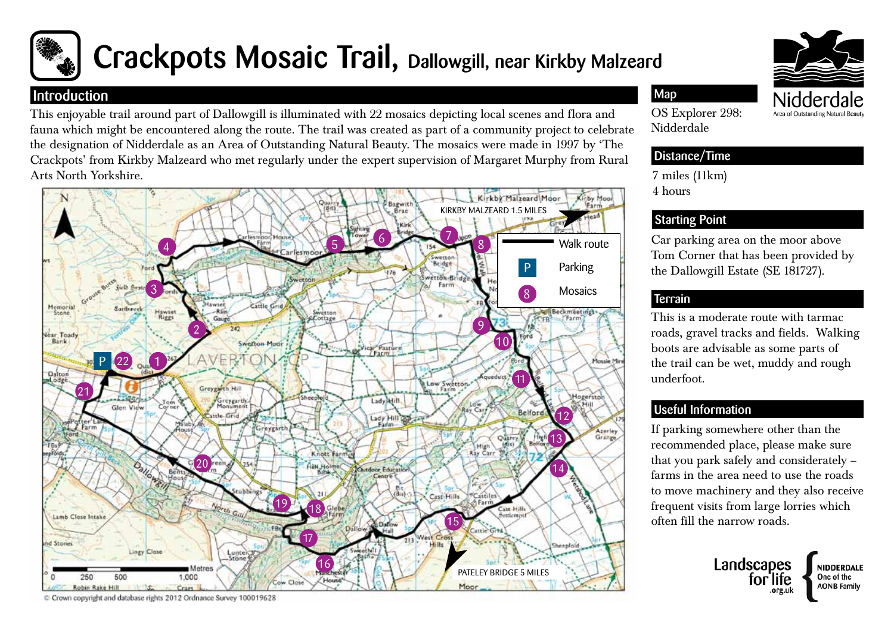# Crackpots Mosaic Trail, Dallowgill, near Kirkby Malzeard

## Introduction

This enjoyable trail around part of Dallowgill is illuminated with 22 mosaics depicting local scenes and flora and fauna which might be encountered along the route. The trail was created as part of a community project to celebrate the designation of Nidderdale as an Area of Outstanding Natural Beauty. The mosaics were made in 1997 by 'The Crackpots' from Kirkby Malzeard who met regularly under the expert supervision of Margaret Murphy from Rural Arts North Yorkshire.

KIRKBY MALZEARD 1.5 MILES

PATELEY BRIDGE 5 MILES

- Walk route
- P Parking
- 8 Mosaics

© Crown copyright and database rights 2012 Ordnance Survey 100019628

## Map

OS Explorer 298: Nidderdale

## Distance/Time

7 miles (11km)
4 hours

## Starting Point

Car parking area on the moor above Tom Corner that has been provided by the Dallowgill Estate (SE 181727).

## Terrain

This is a moderate route with tarmac roads, gravel tracks and fields. Walking boots are advisable as some parts of the trail can be wet, muddy and rough underfoot.

## Useful Information

If parking somewhere other than the recommended place, please make sure that you park safely and considerately – farms in the area need to use the roads to move machinery and they also receive frequent visits from large lorries which often fill the narrow roads.

Nidderdale Area of Outstanding Natural Beauty

Landscapes for life .org.uk — NIDDERDALE One of the AONB Family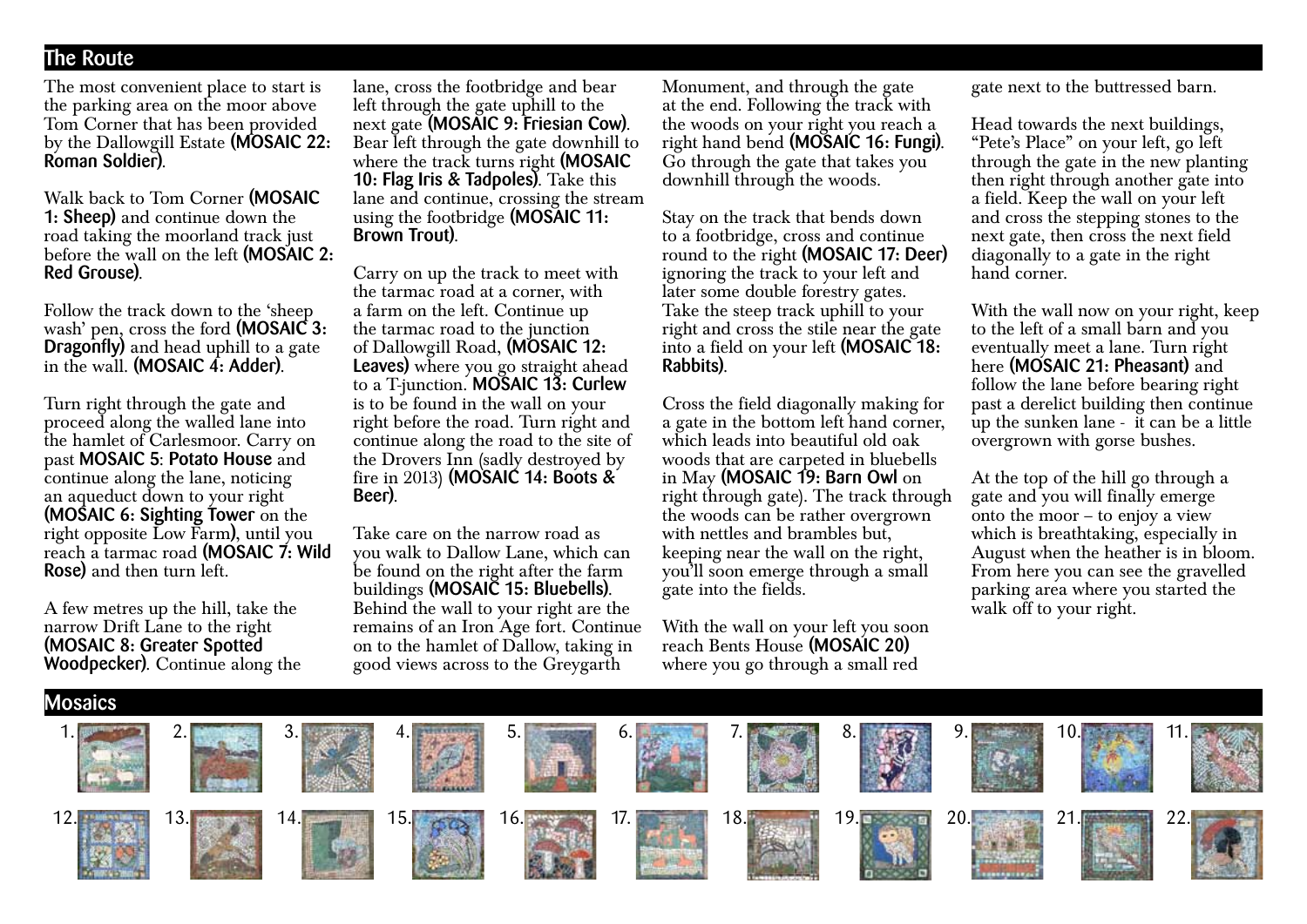## The Route

The most convenient place to start is the parking area on the moor above Tom Corner that has been provided by the Dallowgill Estate **(MOSAIC 22: Roman Soldier)**.

Walk back to Tom Corner **(MOSAIC 1: Sheep)** and continue down the road taking the moorland track just before the wall on the left **(MOSAIC 2: Red Grouse)**.

Follow the track down to the 'sheep wash' pen, cross the ford **(MOSAIC 3: Dragonfly)** and head uphill to a gate in the wall. **(MOSAIC 4: Adder)**.

Turn right through the gate and proceed along the walled lane into the hamlet of Carlesmoor. Carry on past **MOSAIC 5: Potato House** and continue along the lane, noticing an aqueduct down to your right **(MOSAIC 6: Sighting Tower** on the right opposite Low Farm**)**, until you reach a tarmac road **(MOSAIC 7: Wild Rose)** and then turn left.

A few metres up the hill, take the narrow Drift Lane to the right **(MOSAIC 8: Greater Spotted Woodpecker)**. Continue along the lane, cross the footbridge and bear left through the gate uphill to the next gate **(MOSAIC 9: Friesian Cow)**. Bear left through the gate downhill to where the track turns right **(MOSAIC 10: Flag Iris & Tadpoles)**. Take this lane and continue, crossing the stream using the footbridge **(MOSAIC 11: Brown Trout)**.

Carry on up the track to meet with the tarmac road at a corner, with a farm on the left. Continue up the tarmac road to the junction of Dallowgill Road, **(MOSAIC 12: Leaves)** where you go straight ahead to a T-junction. **MOSAIC 13: Curlew** is to be found in the wall on your right before the road. Turn right and continue along the road to the site of the Drovers Inn (sadly destroyed by fire in 2013) **(MOSAIC 14: Boots & Beer)**.

Take care on the narrow road as you walk to Dallow Lane, which can be found on the right after the farm buildings **(MOSAIC 15: Bluebells)**. Behind the wall to your right are the remains of an Iron Age fort. Continue on to the hamlet of Dallow, taking in good views across to the Greygarth Monument, and through the gate at the end. Following the track with the woods on your right you reach a right hand bend **(MOSAIC 16: Fungi)**. Go through the gate that takes you downhill through the woods.

Stay on the track that bends down to a footbridge, cross and continue round to the right **(MOSAIC 17: Deer)** ignoring the track to your left and later some double forestry gates. Take the steep track uphill to your right and cross the stile near the gate into a field on your left **(MOSAIC 18: Rabbits)**.

Cross the field diagonally making for a gate in the bottom left hand corner, which leads into beautiful old oak woods that are carpeted in bluebells in May **(MOSAIC 19: Barn Owl** on right through gate). The track through the woods can be rather overgrown with nettles and brambles but, keeping near the wall on the right, you'll soon emerge through a small gate into the fields.

With the wall on your left you soon reach Bents House **(MOSAIC 20)** where you go through a small red gate next to the buttressed barn.

Head towards the next buildings, "Pete's Place" on your left, go left through the gate in the new planting then right through another gate into a field. Keep the wall on your left and cross the stepping stones to the next gate, then cross the next field diagonally to a gate in the right hand corner.

With the wall now on your right, keep to the left of a small barn and you eventually meet a lane. Turn right here **(MOSAIC 21: Pheasant)** and follow the lane before bearing right past a derelict building then continue up the sunken lane - it can be a little overgrown with gorse bushes.

At the top of the hill go through a gate and you will finally emerge onto the moor – to enjoy a view which is breathtaking, especially in August when the heather is in bloom. From here you can see the gravelled parking area where you started the walk off to your right.

## Mosaics

1. 2. 3. 4. 5. 6. 7. 8. 9. 10. 11.

12. 13. 14. 15. 16. 17. 18. 19. 20. 21. 22.